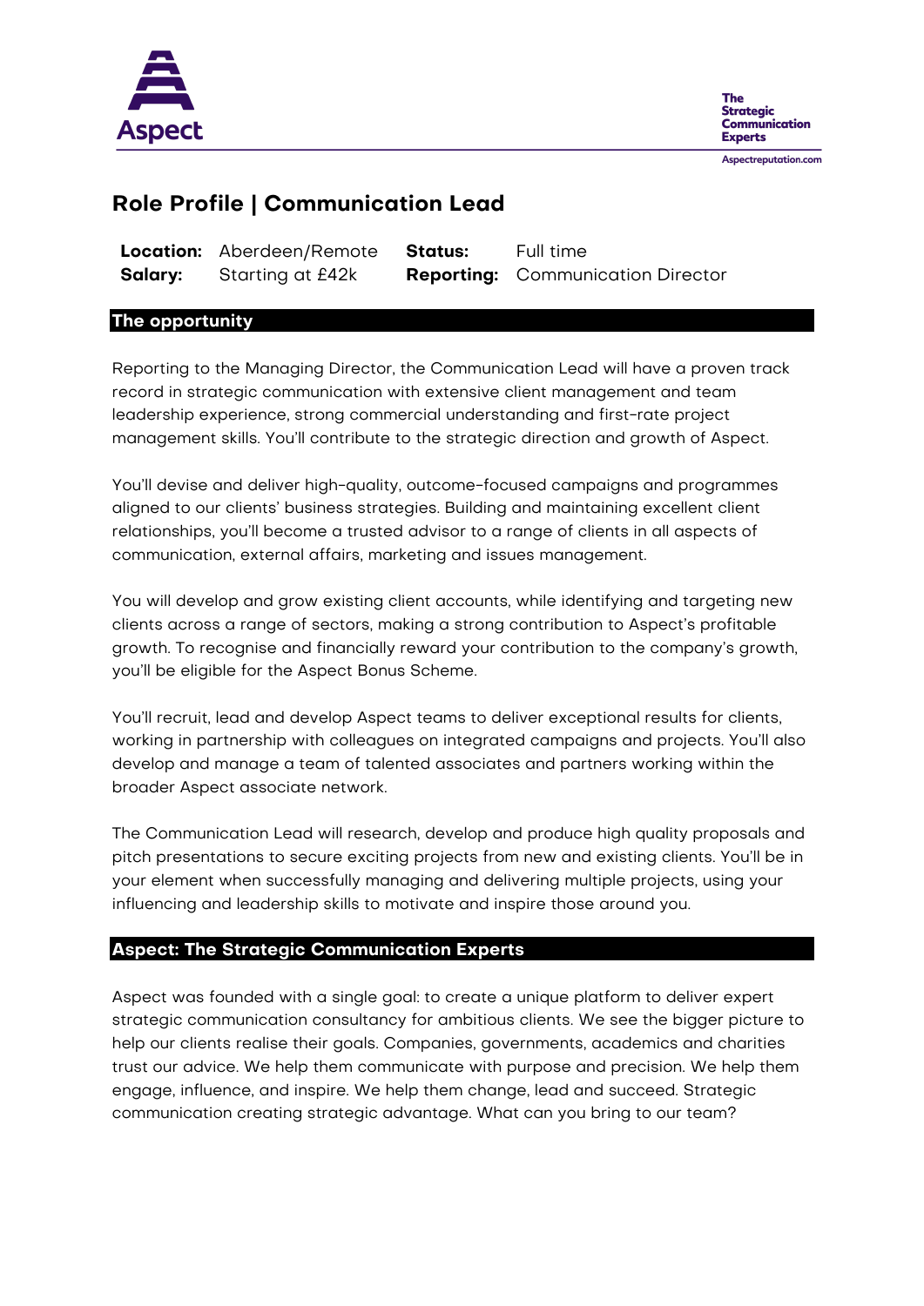# Role Profile | Communication Lead

| | | | |
|---|---|---|---|
| **Location:** | Aberdeen/Remote | **Status:** | Full time |
| **Salary:** | Starting at £42k | **Reporting:** | Communication Director |

## The opportunity

Reporting to the Managing Director, the Communication Lead will have a proven track record in strategic communication with extensive client management and team leadership experience, strong commercial understanding and first-rate project management skills. You'll contribute to the strategic direction and growth of Aspect.

You'll devise and deliver high-quality, outcome-focused campaigns and programmes aligned to our clients' business strategies. Building and maintaining excellent client relationships, you'll become a trusted advisor to a range of clients in all aspects of communication, external affairs, marketing and issues management.

You will develop and grow existing client accounts, while identifying and targeting new clients across a range of sectors, making a strong contribution to Aspect's profitable growth. To recognise and financially reward your contribution to the company's growth, you'll be eligible for the Aspect Bonus Scheme.

You'll recruit, lead and develop Aspect teams to deliver exceptional results for clients, working in partnership with colleagues on integrated campaigns and projects. You'll also develop and manage a team of talented associates and partners working within the broader Aspect associate network.

The Communication Lead will research, develop and produce high quality proposals and pitch presentations to secure exciting projects from new and existing clients. You'll be in your element when successfully managing and delivering multiple projects, using your influencing and leadership skills to motivate and inspire those around you.

## Aspect: The Strategic Communication Experts

Aspect was founded with a single goal: to create a unique platform to deliver expert strategic communication consultancy for ambitious clients. We see the bigger picture to help our clients realise their goals. Companies, governments, academics and charities trust our advice. We help them communicate with purpose and precision. We help them engage, influence, and inspire. We help them change, lead and succeed. Strategic communication creating strategic advantage. What can you bring to our team?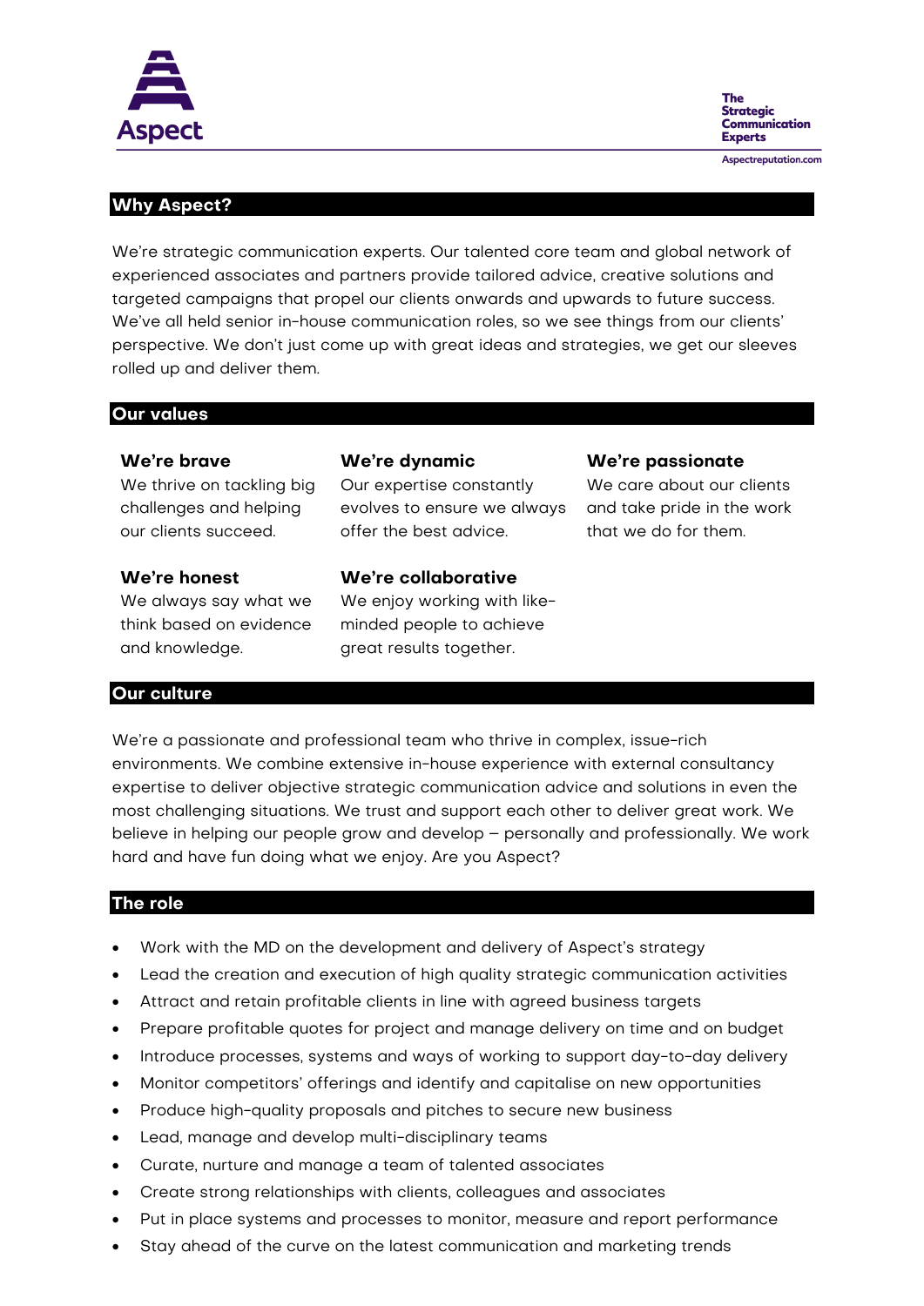## Why Aspect?

We're strategic communication experts. Our talented core team and global network of experienced associates and partners provide tailored advice, creative solutions and targeted campaigns that propel our clients onwards and upwards to future success. We've all held senior in-house communication roles, so we see things from our clients' perspective. We don't just come up with great ideas and strategies, we get our sleeves rolled up and deliver them.

## Our values

**We're brave**
We thrive on tackling big challenges and helping our clients succeed.

**We're dynamic**
Our expertise constantly evolves to ensure we always offer the best advice.

**We're passionate**
We care about our clients and take pride in the work that we do for them.

**We're honest**
We always say what we think based on evidence and knowledge.

**We're collaborative**
We enjoy working with like-minded people to achieve great results together.

## Our culture

We're a passionate and professional team who thrive in complex, issue-rich environments. We combine extensive in-house experience with external consultancy expertise to deliver objective strategic communication advice and solutions in even the most challenging situations. We trust and support each other to deliver great work. We believe in helping our people grow and develop – personally and professionally. We work hard and have fun doing what we enjoy. Are you Aspect?

## The role

- Work with the MD on the development and delivery of Aspect's strategy
- Lead the creation and execution of high quality strategic communication activities
- Attract and retain profitable clients in line with agreed business targets
- Prepare profitable quotes for project and manage delivery on time and on budget
- Introduce processes, systems and ways of working to support day-to-day delivery
- Monitor competitors' offerings and identify and capitalise on new opportunities
- Produce high-quality proposals and pitches to secure new business
- Lead, manage and develop multi-disciplinary teams
- Curate, nurture and manage a team of talented associates
- Create strong relationships with clients, colleagues and associates
- Put in place systems and processes to monitor, measure and report performance
- Stay ahead of the curve on the latest communication and marketing trends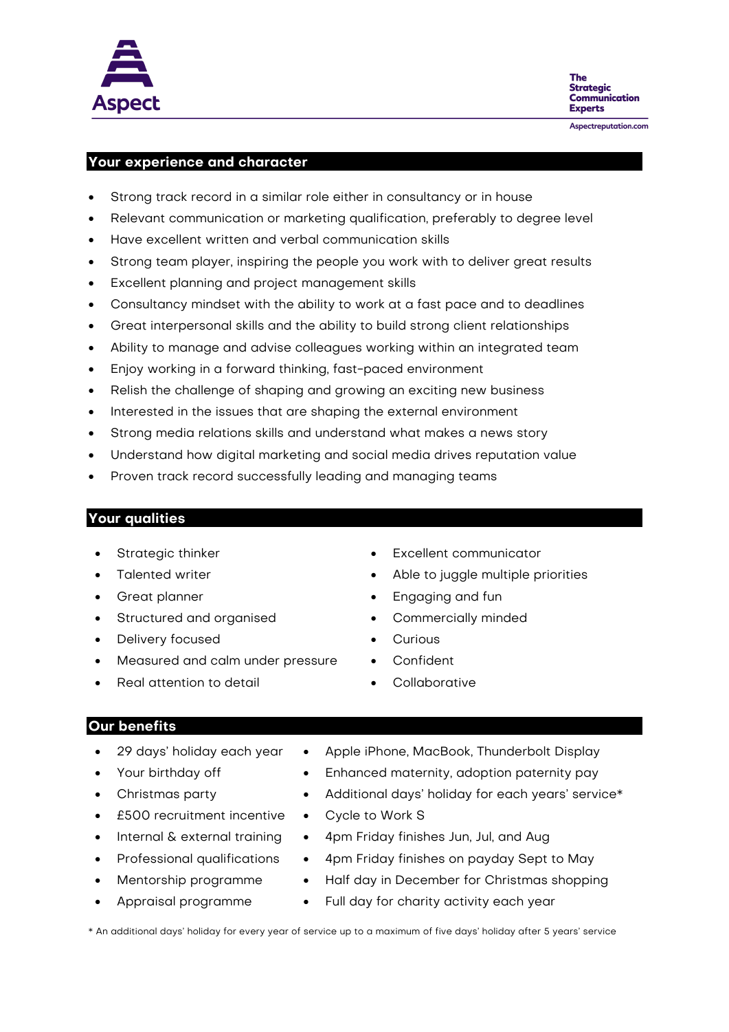## Your experience and character

- Strong track record in a similar role either in consultancy or in house
- Relevant communication or marketing qualification, preferably to degree level
- Have excellent written and verbal communication skills
- Strong team player, inspiring the people you work with to deliver great results
- Excellent planning and project management skills
- Consultancy mindset with the ability to work at a fast pace and to deadlines
- Great interpersonal skills and the ability to build strong client relationships
- Ability to manage and advise colleagues working within an integrated team
- Enjoy working in a forward thinking, fast-paced environment
- Relish the challenge of shaping and growing an exciting new business
- Interested in the issues that are shaping the external environment
- Strong media relations skills and understand what makes a news story
- Understand how digital marketing and social media drives reputation value
- Proven track record successfully leading and managing teams

## Your qualities

- Strategic thinker
- Talented writer
- Great planner
- Structured and organised
- Delivery focused
- Measured and calm under pressure
- Real attention to detail
- Excellent communicator
- Able to juggle multiple priorities
- Engaging and fun
- Commercially minded
- Curious
- Confident
- Collaborative

## Our benefits

- 29 days' holiday each year
- Your birthday off
- Christmas party
- £500 recruitment incentive
- Internal & external training
- Professional qualifications
- Mentorship programme
- Appraisal programme
- Apple iPhone, MacBook, Thunderbolt Display
- Enhanced maternity, adoption paternity pay
- Additional days' holiday for each years' service*
- Cycle to Work S
- 4pm Friday finishes Jun, Jul, and Aug
- 4pm Friday finishes on payday Sept to May
- Half day in December for Christmas shopping
- Full day for charity activity each year

* An additional days' holiday for every year of service up to a maximum of five days' holiday after 5 years' service